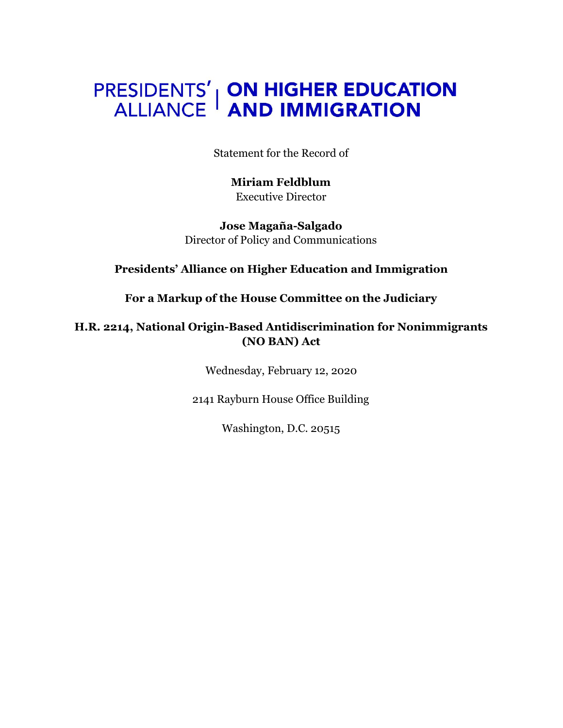# PRESIDENTS' ALLIANCE | ON HIGHER EDUCATION AND IMMIGRATION

Statement for the Record of

**Miriam Feldblum**
Executive Director

**Jose Magaña-Salgado**
Director of Policy and Communications

**Presidents' Alliance on Higher Education and Immigration**

**For a Markup of the House Committee on the Judiciary**

**H.R. 2214, National Origin-Based Antidiscrimination for Nonimmigrants (NO BAN) Act**

Wednesday, February 12, 2020

2141 Rayburn House Office Building

Washington, D.C. 20515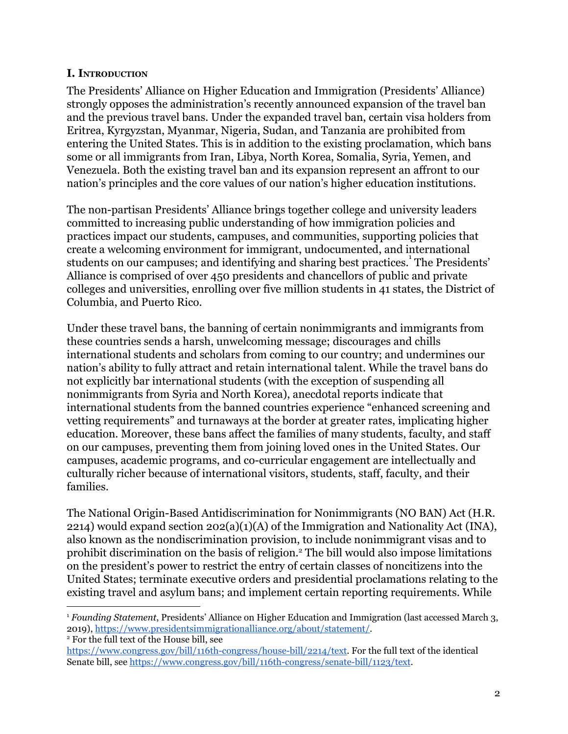## I. Introduction

The Presidents' Alliance on Higher Education and Immigration (Presidents' Alliance) strongly opposes the administration's recently announced expansion of the travel ban and the previous travel bans. Under the expanded travel ban, certain visa holders from Eritrea, Kyrgyzstan, Myanmar, Nigeria, Sudan, and Tanzania are prohibited from entering the United States. This is in addition to the existing proclamation, which bans some or all immigrants from Iran, Libya, North Korea, Somalia, Syria, Yemen, and Venezuela. Both the existing travel ban and its expansion represent an affront to our nation's principles and the core values of our nation's higher education institutions.

The non-partisan Presidents' Alliance brings together college and university leaders committed to increasing public understanding of how immigration policies and practices impact our students, campuses, and communities, supporting policies that create a welcoming environment for immigrant, undocumented, and international students on our campuses; and identifying and sharing best practices.[1] The Presidents' Alliance is comprised of over 450 presidents and chancellors of public and private colleges and universities, enrolling over five million students in 41 states, the District of Columbia, and Puerto Rico.

Under these travel bans, the banning of certain nonimmigrants and immigrants from these countries sends a harsh, unwelcoming message; discourages and chills international students and scholars from coming to our country; and undermines our nation's ability to fully attract and retain international talent. While the travel bans do not explicitly bar international students (with the exception of suspending all nonimmigrants from Syria and North Korea), anecdotal reports indicate that international students from the banned countries experience "enhanced screening and vetting requirements" and turnaways at the border at greater rates, implicating higher education. Moreover, these bans affect the families of many students, faculty, and staff on our campuses, preventing them from joining loved ones in the United States. Our campuses, academic programs, and co-curricular engagement are intellectually and culturally richer because of international visitors, students, staff, faculty, and their families.

The National Origin-Based Antidiscrimination for Nonimmigrants (NO BAN) Act (H.R. 2214) would expand section 202(a)(1)(A) of the Immigration and Nationality Act (INA), also known as the nondiscrimination provision, to include nonimmigrant visas and to prohibit discrimination on the basis of religion.[2] The bill would also impose limitations on the president's power to restrict the entry of certain classes of noncitizens into the United States; terminate executive orders and presidential proclamations relating to the existing travel and asylum bans; and implement certain reporting requirements. While

---

[1] *Founding Statement*, Presidents' Alliance on Higher Education and Immigration (last accessed March 3, 2019), https://www.presidentsimmigrationalliance.org/about/statement/.

[2] For the full text of the House bill, see https://www.congress.gov/bill/116th-congress/house-bill/2214/text. For the full text of the identical Senate bill, see https://www.congress.gov/bill/116th-congress/senate-bill/1123/text.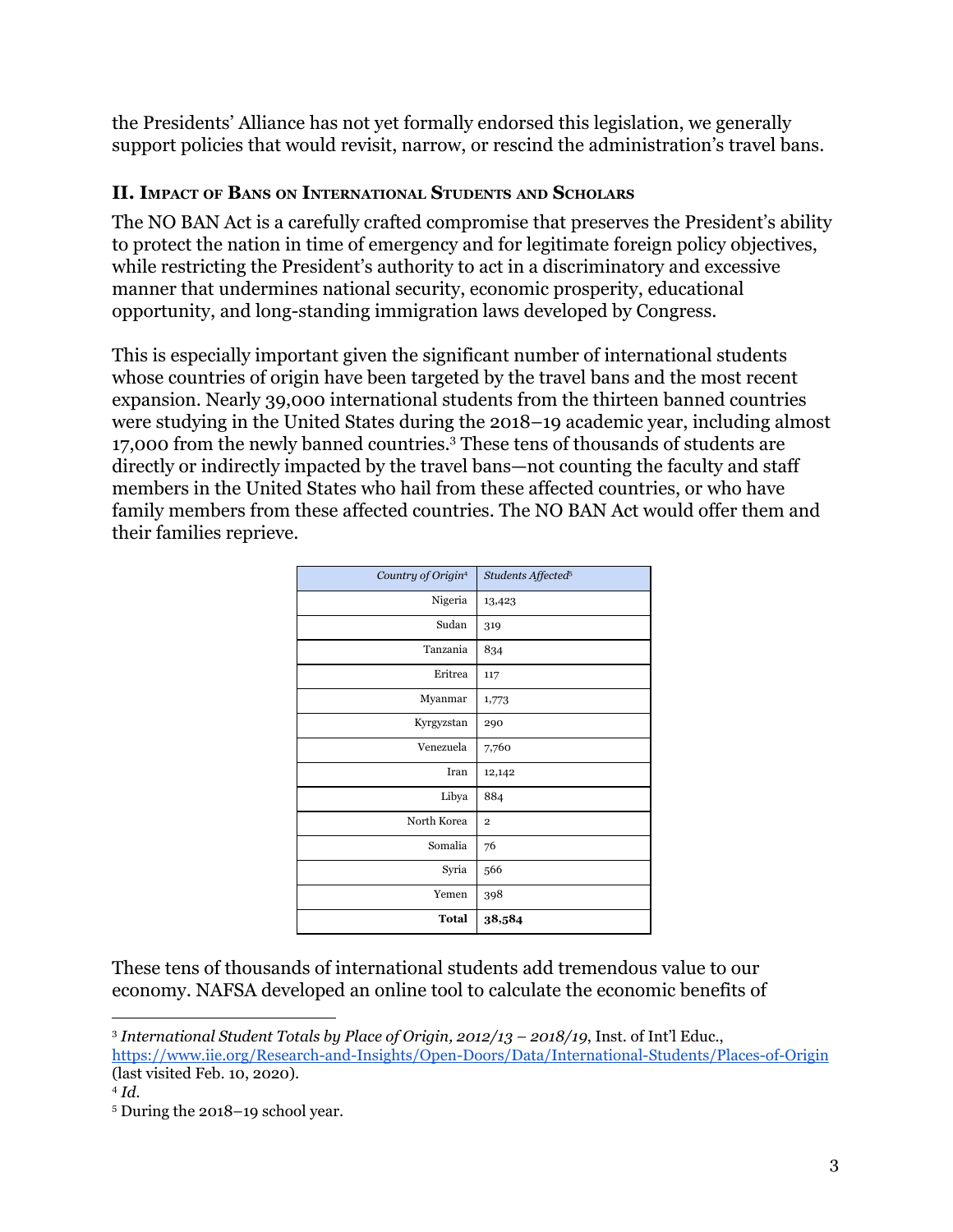the Presidents' Alliance has not yet formally endorsed this legislation, we generally support policies that would revisit, narrow, or rescind the administration's travel bans.

## II. Impact of Bans on International Students and Scholars

The NO BAN Act is a carefully crafted compromise that preserves the President's ability to protect the nation in time of emergency and for legitimate foreign policy objectives, while restricting the President's authority to act in a discriminatory and excessive manner that undermines national security, economic prosperity, educational opportunity, and long-standing immigration laws developed by Congress.

This is especially important given the significant number of international students whose countries of origin have been targeted by the travel bans and the most recent expansion. Nearly 39,000 international students from the thirteen banned countries were studying in the United States during the 2018–19 academic year, including almost 17,000 from the newly banned countries.[3] These tens of thousands of students are directly or indirectly impacted by the travel bans—not counting the faculty and staff members in the United States who hail from these affected countries, or who have family members from these affected countries. The NO BAN Act would offer them and their families reprieve.

| *Country of Origin*[4] | *Students Affected*[5] |
|---:|---|
| Nigeria | 13,423 |
| Sudan | 319 |
| Tanzania | 834 |
| Eritrea | 117 |
| Myanmar | 1,773 |
| Kyrgyzstan | 290 |
| Venezuela | 7,760 |
| Iran | 12,142 |
| Libya | 884 |
| North Korea | 2 |
| Somalia | 76 |
| Syria | 566 |
| Yemen | 398 |
| **Total** | **38,584** |

These tens of thousands of international students add tremendous value to our economy. NAFSA developed an online tool to calculate the economic benefits of

---

[3] *International Student Totals by Place of Origin, 2012/13 – 2018/19*, Inst. of Int'l Educ., https://www.iie.org/Research-and-Insights/Open-Doors/Data/International-Students/Places-of-Origin (last visited Feb. 10, 2020).

[4] *Id.*

[5] During the 2018–19 school year.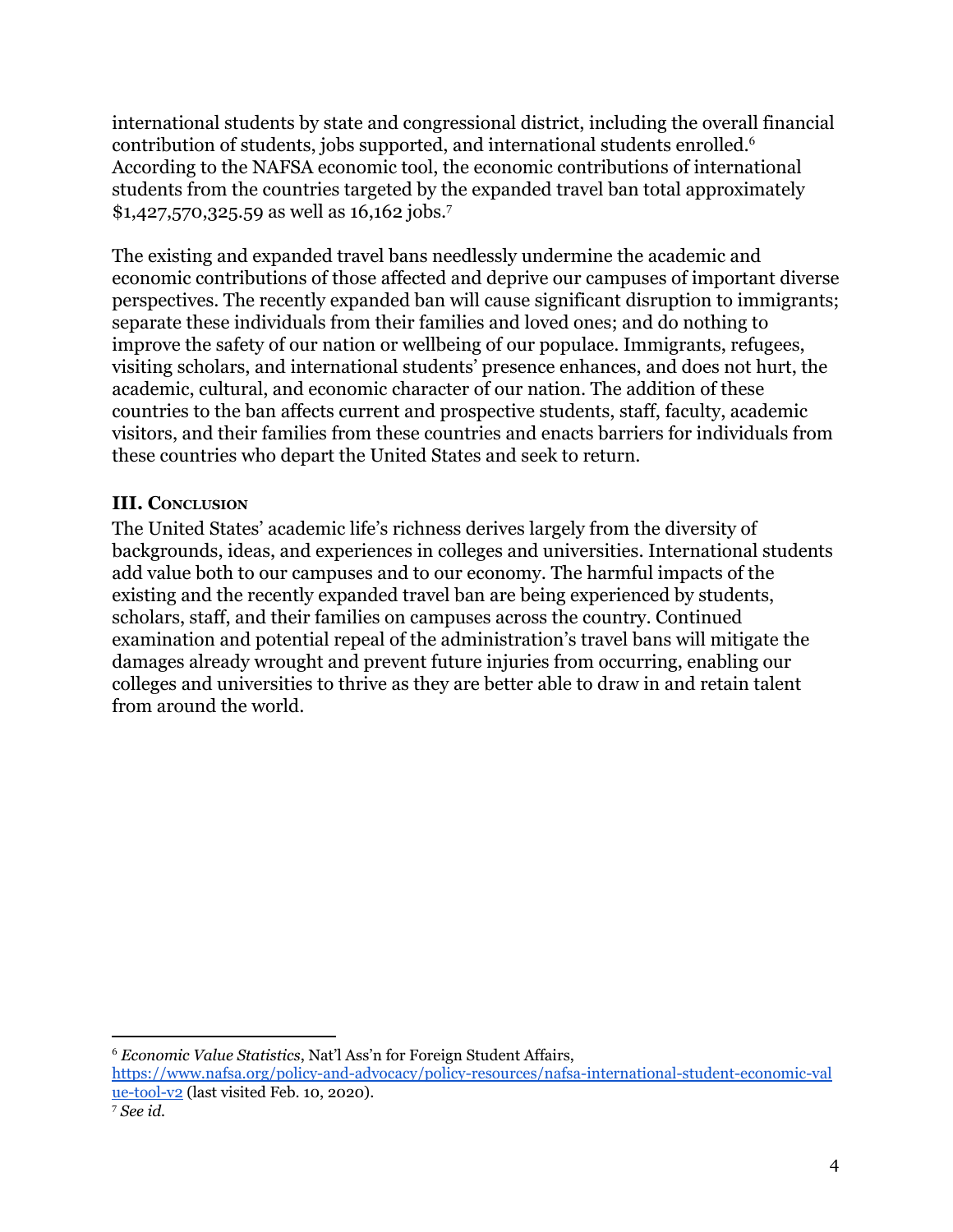international students by state and congressional district, including the overall financial contribution of students, jobs supported, and international students enrolled.[6] According to the NAFSA economic tool, the economic contributions of international students from the countries targeted by the expanded travel ban total approximately $1,427,570,325.59 as well as 16,162 jobs.[7]

The existing and expanded travel bans needlessly undermine the academic and economic contributions of those affected and deprive our campuses of important diverse perspectives. The recently expanded ban will cause significant disruption to immigrants; separate these individuals from their families and loved ones; and do nothing to improve the safety of our nation or wellbeing of our populace. Immigrants, refugees, visiting scholars, and international students' presence enhances, and does not hurt, the academic, cultural, and economic character of our nation. The addition of these countries to the ban affects current and prospective students, staff, faculty, academic visitors, and their families from these countries and enacts barriers for individuals from these countries who depart the United States and seek to return.

## III. Conclusion

The United States' academic life's richness derives largely from the diversity of backgrounds, ideas, and experiences in colleges and universities. International students add value both to our campuses and to our economy. The harmful impacts of the existing and the recently expanded travel ban are being experienced by students, scholars, staff, and their families on campuses across the country. Continued examination and potential repeal of the administration's travel bans will mitigate the damages already wrought and prevent future injuries from occurring, enabling our colleges and universities to thrive as they are better able to draw in and retain talent from around the world.

---

[6] *Economic Value Statistics*, Nat'l Ass'n for Foreign Student Affairs, https://www.nafsa.org/policy-and-advocacy/policy-resources/nafsa-international-student-economic-value-tool-v2 (last visited Feb. 10, 2020).

[7] *See id.*